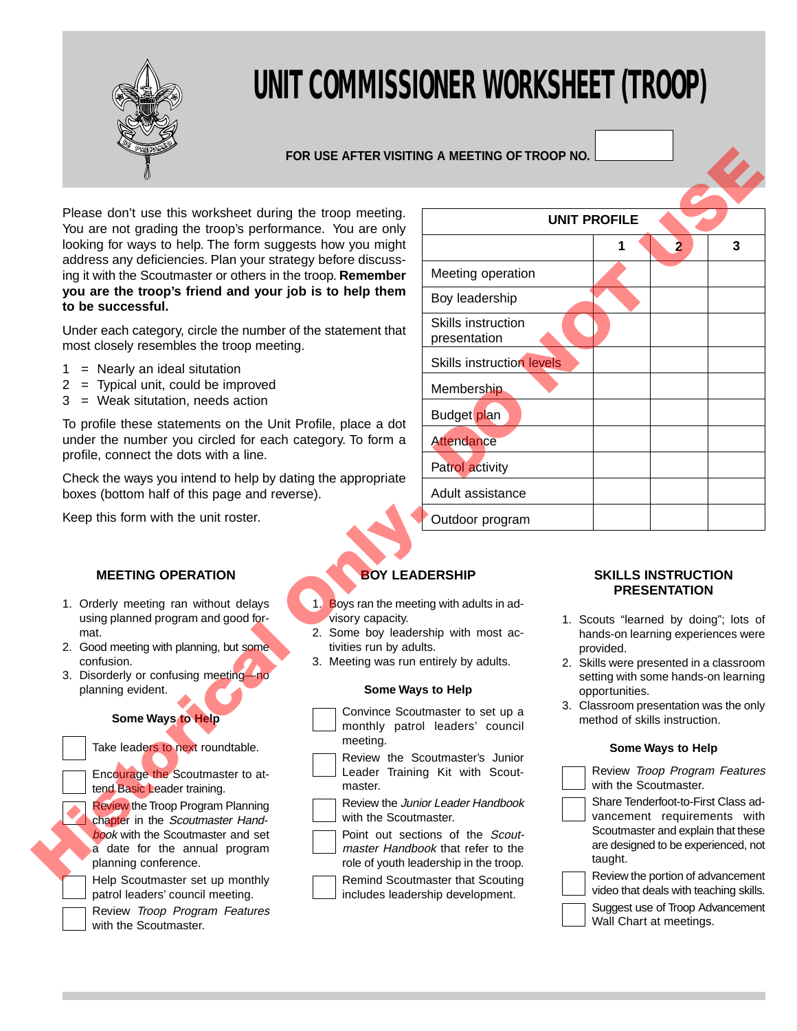# UNIT COMMISSIONER WORKSHEET (TROOP)

**FOR USE AFTER VISITING A MEETING OF TROOP NO.** ______

Historical Only - DO NOT USE

Please don't use this worksheet during the troop meeting. You are not grading the troop's performance. You are only looking for ways to help. The form suggests how you might address any deficiencies. Plan your strategy before discussing it with the Scoutmaster or others in the troop. **Remember you are the troop's friend and your job is to help them to be successful.**

Under each category, circle the number of the statement that most closely resembles the troop meeting.

1 = Nearly an ideal situtation
2 = Typical unit, could be improved
3 = Weak situtation, needs action

To profile these statements on the Unit Profile, place a dot under the number you circled for each category. To form a profile, connect the dots with a line.

Check the ways you intend to help by dating the appropriate boxes (bottom half of this page and reverse).

Keep this form with the unit roster.

| UNIT PROFILE | 1 | 2 | 3 |
|---|---|---|---|
| Meeting operation | | | |
| Boy leadership | | | |
| Skills instruction presentation | | | |
| Skills instruction levels | | | |
| Membership | | | |
| Budget plan | | | |
| Attendance | | | |
| Patrol activity | | | |
| Adult assistance | | | |
| Outdoor program | | | |

## MEETING OPERATION

1. Orderly meeting ran without delays using planned program and good format.
2. Good meeting with planning, but some confusion.
3. Disorderly or confusing meeting—no planning evident.

### Some Ways to Help

- ☐ Take leaders to next roundtable.
- ☐ Encourage the Scoutmaster to attend Basic Leader training.
- ☐ Review the Troop Program Planning chapter in the *Scoutmaster Handbook* with the Scoutmaster and set a date for the annual program planning conference.
- ☐ Help Scoutmaster set up monthly patrol leaders' council meeting.
- ☐ Review *Troop Program Features* with the Scoutmaster.

## BOY LEADERSHIP

1. Boys ran the meeting with adults in advisory capacity.
2. Some boy leadership with most activities run by adults.
3. Meeting was run entirely by adults.

### Some Ways to Help

- ☐ Convince Scoutmaster to set up a monthly patrol leaders' council meeting.
- ☐ Review the Scoutmaster's Junior Leader Training Kit with Scoutmaster.
- ☐ Review the *Junior Leader Handbook* with the Scoutmaster.
- ☐ Point out sections of the *Scoutmaster Handbook* that refer to the role of youth leadership in the troop.
- ☐ Remind Scoutmaster that Scouting includes leadership development.

## SKILLS INSTRUCTION PRESENTATION

1. Scouts "learned by doing"; lots of hands-on learning experiences were provided.
2. Skills were presented in a classroom setting with some hands-on learning opportunities.
3. Classroom presentation was the only method of skills instruction.

### Some Ways to Help

- ☐ Review *Troop Program Features* with the Scoutmaster.
- ☐ Share Tenderfoot-to-First Class advancement requirements with Scoutmaster and explain that these are designed to be experienced, not taught.
- ☐ Review the portion of advancement video that deals with teaching skills.
- ☐ Suggest use of Troop Advancement Wall Chart at meetings.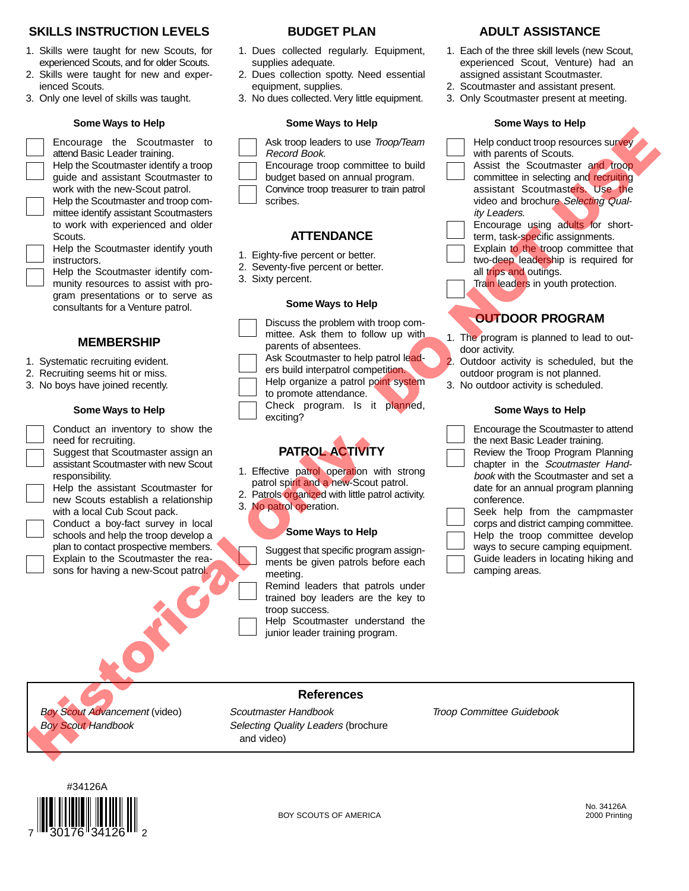## SKILLS INSTRUCTION LEVELS

1. Skills were taught for new Scouts, for experienced Scouts, and for older Scouts.
2. Skills were taught for new and experienced Scouts.
3. Only one level of skills was taught.

### Some Ways to Help

- ☐ Encourage the Scoutmaster to attend Basic Leader training.
- ☐ Help the Scoutmaster identify a troop guide and assistant Scoutmaster to work with the new-Scout patrol.
- ☐ Help the Scoutmaster and troop committee identify assistant Scoutmasters to work with experienced and older Scouts.
- ☐ Help the Scoutmaster identify youth instructors.
- ☐ Help the Scoutmaster identify community resources to assist with program presentations or to serve as consultants for a Venture patrol.

## MEMBERSHIP

1. Systematic recruiting evident.
2. Recruiting seems hit or miss.
3. No boys have joined recently.

### Some Ways to Help

- ☐ Conduct an inventory to show the need for recruiting.
- ☐ Suggest that Scoutmaster assign an assistant Scoutmaster with new Scout responsibility.
- ☐ Help the assistant Scoutmaster for new Scouts establish a relationship with a local Cub Scout pack.
- ☐ Conduct a boy-fact survey in local schools and help the troop develop a plan to contact prospective members.
- ☐ Explain to the Scoutmaster the reasons for having a new-Scout patrol.

## BUDGET PLAN

1. Dues collected regularly. Equipment, supplies adequate.
2. Dues collection spotty. Need essential equipment, supplies.
3. No dues collected. Very little equipment.

### Some Ways to Help

- ☐ Ask troop leaders to use *Troop/Team Record Book.*
- ☐ Encourage troop committee to build budget based on annual program.
- ☐ Convince troop treasurer to train patrol scribes.

## ATTENDANCE

1. Eighty-five percent or better.
2. Seventy-five percent or better.
3. Sixty percent.

### Some Ways to Help

- ☐ Discuss the problem with troop committee. Ask them to follow up with parents of absentees.
- ☐ Ask Scoutmaster to help patrol leaders build interpatrol competition.
- ☐ Help organize a patrol point system to promote attendance.
- ☐ Check program. Is it planned, exciting?

## PATROL ACTIVITY

1. Effective patrol operation with strong patrol spirit and a new-Scout patrol.
2. Patrols organized with little patrol activity.
3. No patrol operation.

### Some Ways to Help

- ☐ Suggest that specific program assignments be given patrols before each meeting.
- ☐ Remind leaders that patrols under trained boy leaders are the key to troop success.
- ☐ Help Scoutmaster understand the junior leader training program.

## ADULT ASSISTANCE

1. Each of the three skill levels (new Scout, experienced Scout, Venture) had an assigned assistant Scoutmaster.
2. Scoutmaster and assistant present.
3. Only Scoutmaster present at meeting.

### Some Ways to Help

- ☐ Help conduct troop resources survey with parents of Scouts.
- ☐ Assist the Scoutmaster and troop committee in selecting and recruiting assistant Scoutmasters. Use the video and brochure *Selecting Quality Leaders.*
- ☐ Encourage using adults for short-term, task-specific assignments.
- ☐ Explain to the troop committee that two-deep leadership is required for all trips and outings.
- ☐ Train leaders in youth protection.

## OUTDOOR PROGRAM

1. The program is planned to lead to outdoor activity.
2. Outdoor activity is scheduled, but the outdoor program is not planned.
3. No outdoor activity is scheduled.

### Some Ways to Help

- ☐ Encourage the Scoutmaster to attend the next Basic Leader training.
- ☐ Review the Troop Program Planning chapter in the *Scoutmaster Handbook* with the Scoutmaster and set a date for an annual program planning conference.
- ☐ Seek help from the campmaster corps and district camping committee.
- ☐ Help the troop committee develop ways to secure camping equipment.
- ☐ Guide leaders in locating hiking and camping areas.

## References

*Boy Scout Advancement* (video)
*Boy Scout Handbook*
*Scoutmaster Handbook*
*Selecting Quality Leaders* (brochure and video)
*Troop Committee Guidebook*

Historical Only. DO NOT USE

#34126A

7 30176 34126 2

BOY SCOUTS OF AMERICA

No. 34126A
2000 Printing